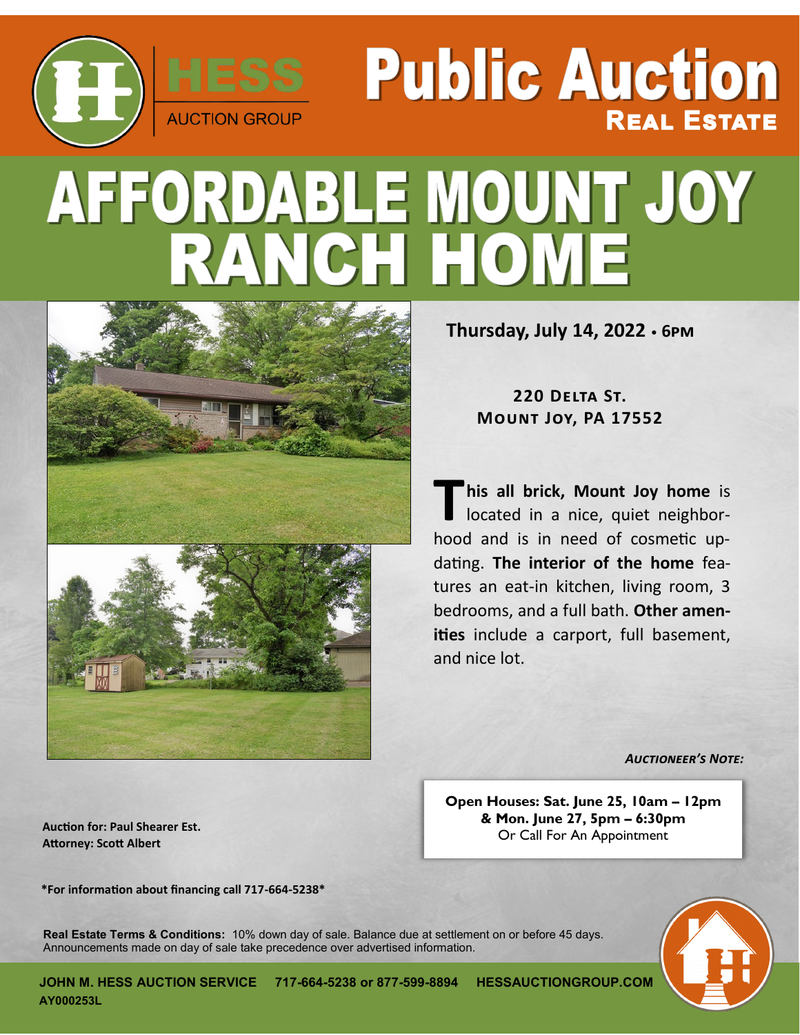HESS AUCTION GROUP

# Public Auction
## REAL ESTATE

# AFFORDABLE MOUNT JOY RANCH HOME

**Thursday, July 14, 2022 • 6PM**

**220 DELTA ST.**
**MOUNT JOY, PA 17552**

**This all brick, Mount Joy home** is located in a nice, quiet neighborhood and is in need of cosmetic updating. **The interior of the home** features an eat-in kitchen, living room, 3 bedrooms, and a full bath. **Other amenities** include a carport, full basement, and nice lot.

***AUCTIONEER'S NOTE:***

**Open Houses: Sat. June 25, 10am – 12pm**
**& Mon. June 27, 5pm – 6:30pm**
Or Call For An Appointment

**Auction for: Paul Shearer Est.**
**Attorney: Scott Albert**

**\*For information about financing call 717-664-5238\***

**Real Estate Terms & Conditions:** 10% down day of sale. Balance due at settlement on or before 45 days. Announcements made on day of sale take precedence over advertised information.

**JOHN M. HESS AUCTION SERVICE 717-664-5238 or 877-599-8894 HESSAUCTIONGROUP.COM**
**AY000253L**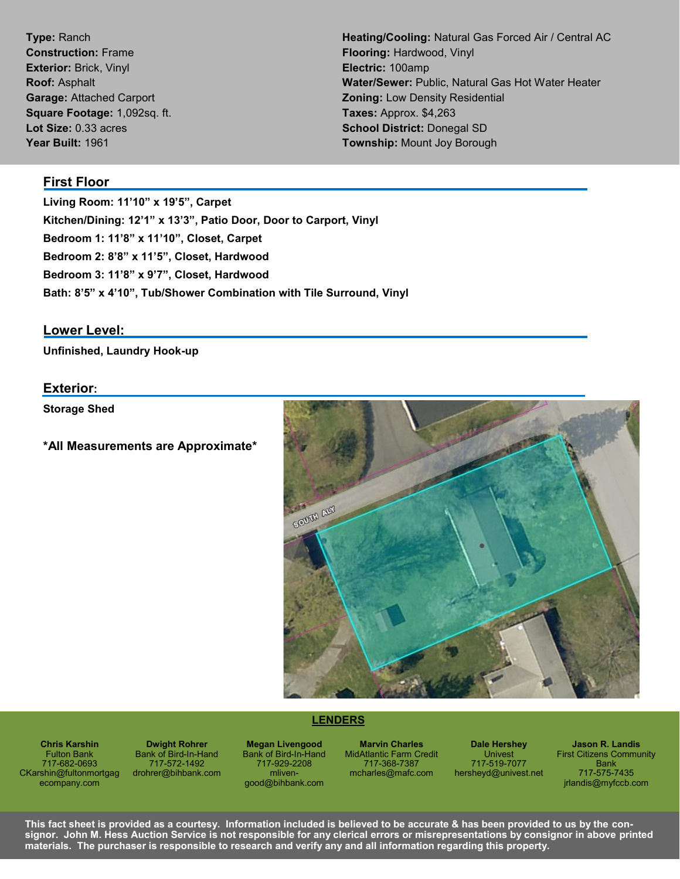**Type:** Ranch
**Construction:** Frame
**Exterior:** Brick, Vinyl
**Roof:** Asphalt
**Garage:** Attached Carport
**Square Footage:** 1,092sq. ft.
**Lot Size:** 0.33 acres
**Year Built:** 1961

**Heating/Cooling:** Natural Gas Forced Air / Central AC
**Flooring:** Hardwood, Vinyl
**Electric:** 100amp
**Water/Sewer:** Public, Natural Gas Hot Water Heater
**Zoning:** Low Density Residential
**Taxes:** Approx. $4,263
**School District:** Donegal SD
**Township:** Mount Joy Borough

## First Floor

**Living Room: 11'10" x 19'5", Carpet**
**Kitchen/Dining: 12'1" x 13'3", Patio Door, Door to Carport, Vinyl**
**Bedroom 1: 11'8" x 11'10", Closet, Carpet**
**Bedroom 2: 8'8" x 11'5", Closet, Hardwood**
**Bedroom 3: 11'8" x 9'7", Closet, Hardwood**
**Bath: 8'5" x 4'10", Tub/Shower Combination with Tile Surround, Vinyl**

## Lower Level:

**Unfinished, Laundry Hook-up**

## Exterior:

**Storage Shed**

**\*All Measurements are Approximate\***

## LENDERS

**Chris Karshin**
Fulton Bank
717-682-0693
CKarshin@fultonmortgagecompany.com

**Dwight Rohrer**
Bank of Bird-In-Hand
717-572-1492
drohrer@bihbank.com

**Megan Livengood**
Bank of Bird-In-Hand
717-929-2208
mlivengood@bihbank.com

**Marvin Charles**
MidAtlantic Farm Credit
717-368-7387
mcharles@mafc.com

**Dale Hershey**
Univest
717-519-7077
hersheyd@univest.net

**Jason R. Landis**
First Citizens Community Bank
717-575-7435
jrlandis@myfccb.com

**This fact sheet is provided as a courtesy. Information included is believed to be accurate & has been provided to us by the consignor. John M. Hess Auction Service is not responsible for any clerical errors or misrepresentations by consignor in above printed materials. The purchaser is responsible to research and verify any and all information regarding this property.**